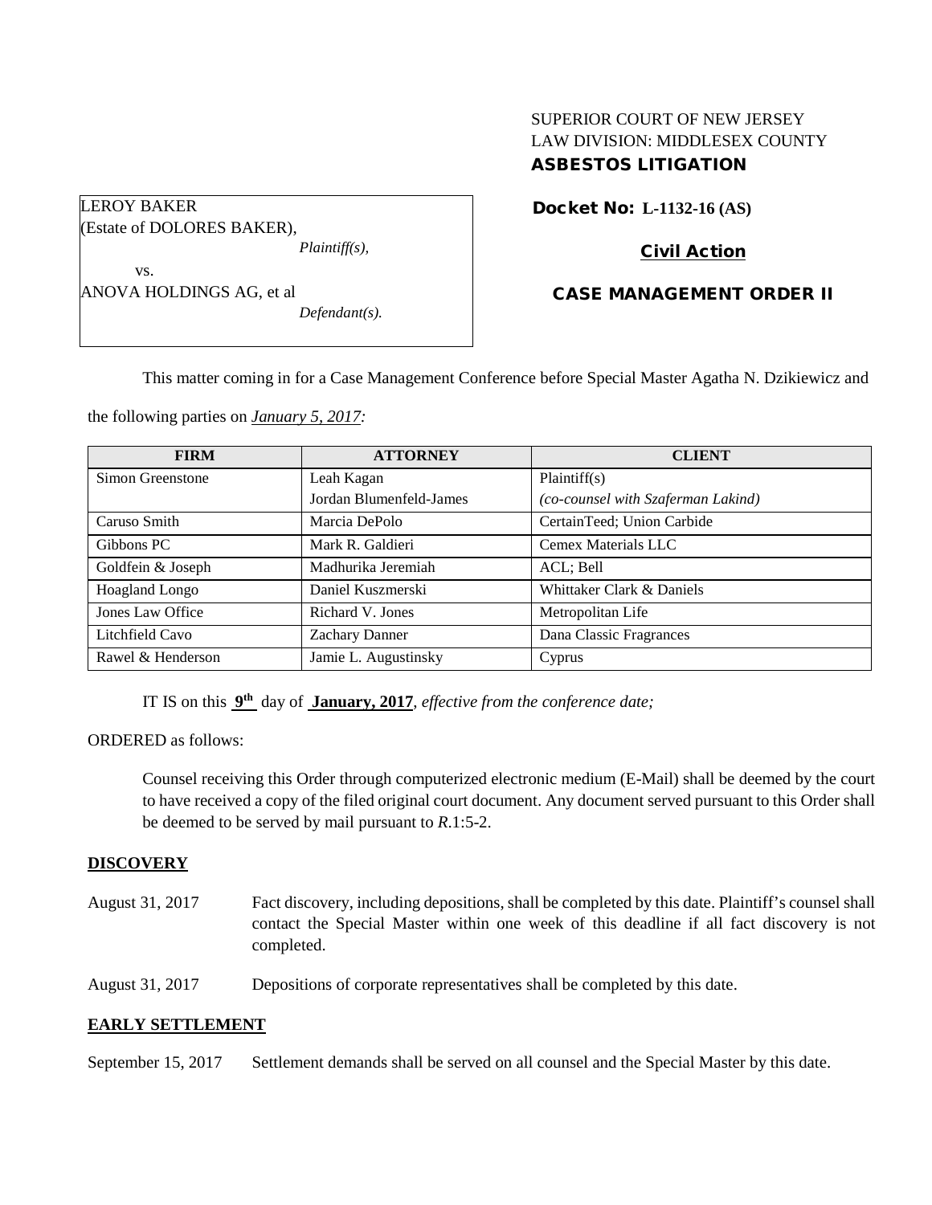SUPERIOR COURT OF NEW JERSEY
LAW DIVISION: MIDDLESEX COUNTY
**ASBESTOS LITIGATION**

LEROY BAKER
(Estate of DOLORES BAKER),
*Plaintiff(s),*
vs.
ANOVA HOLDINGS AG, et al
*Defendant(s).*

**Docket No: L-1132-16 (AS)**

**Civil Action**

**CASE MANAGEMENT ORDER II**

This matter coming in for a Case Management Conference before Special Master Agatha N. Dzikiewicz and the following parties on ***January 5, 2017:***

| FIRM | ATTORNEY | CLIENT |
|---|---|---|
| Simon Greenstone | Leah Kagan<br>Jordan Blumenfeld-James | Plaintiff(s)<br>*(co-counsel with Szaferman Lakind)* |
| Caruso Smith | Marcia DePolo | CertainTeed; Union Carbide |
| Gibbons PC | Mark R. Galdieri | Cemex Materials LLC |
| Goldfein & Joseph | Madhurika Jeremiah | ACL; Bell |
| Hoagland Longo | Daniel Kuszmerski | Whittaker Clark & Daniels |
| Jones Law Office | Richard V. Jones | Metropolitan Life |
| Litchfield Cavo | Zachary Danner | Dana Classic Fragrances |
| Rawel & Henderson | Jamie L. Augustinsky | Cyprus |

IT IS on this **9th** day of **January, 2017**, *effective from the conference date;*

ORDERED as follows:

Counsel receiving this Order through computerized electronic medium (E-Mail) shall be deemed by the court to have received a copy of the filed original court document. Any document served pursuant to this Order shall be deemed to be served by mail pursuant to *R*.1:5-2.

**DISCOVERY**

August 31, 2017 Fact discovery, including depositions, shall be completed by this date. Plaintiff's counsel shall contact the Special Master within one week of this deadline if all fact discovery is not completed.

August 31, 2017 Depositions of corporate representatives shall be completed by this date.

**EARLY SETTLEMENT**

September 15, 2017 Settlement demands shall be served on all counsel and the Special Master by this date.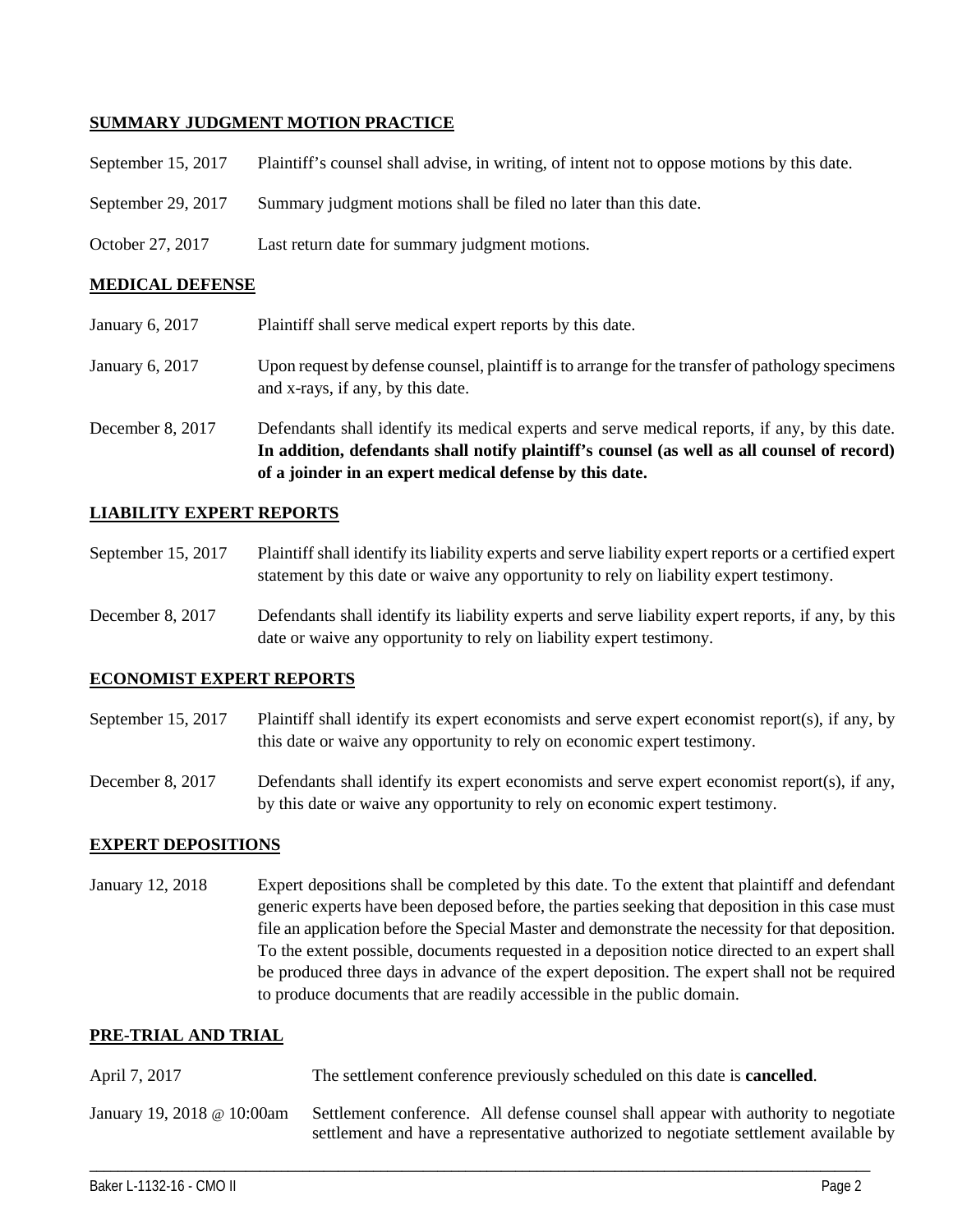## SUMMARY JUDGMENT MOTION PRACTICE

| | |
|---|---|
| September 15, 2017 | Plaintiff's counsel shall advise, in writing, of intent not to oppose motions by this date. |
| September 29, 2017 | Summary judgment motions shall be filed no later than this date. |
| October 27, 2017 | Last return date for summary judgment motions. |

## MEDICAL DEFENSE

| | |
|---|---|
| January 6, 2017 | Plaintiff shall serve medical expert reports by this date. |
| January 6, 2017 | Upon request by defense counsel, plaintiff is to arrange for the transfer of pathology specimens and x-rays, if any, by this date. |
| December 8, 2017 | Defendants shall identify its medical experts and serve medical reports, if any, by this date. **In addition, defendants shall notify plaintiff's counsel (as well as all counsel of record) of a joinder in an expert medical defense by this date.** |

## LIABILITY EXPERT REPORTS

| | |
|---|---|
| September 15, 2017 | Plaintiff shall identify its liability experts and serve liability expert reports or a certified expert statement by this date or waive any opportunity to rely on liability expert testimony. |
| December 8, 2017 | Defendants shall identify its liability experts and serve liability expert reports, if any, by this date or waive any opportunity to rely on liability expert testimony. |

## ECONOMIST EXPERT REPORTS

| | |
|---|---|
| September 15, 2017 | Plaintiff shall identify its expert economists and serve expert economist report(s), if any, by this date or waive any opportunity to rely on economic expert testimony. |
| December 8, 2017 | Defendants shall identify its expert economists and serve expert economist report(s), if any, by this date or waive any opportunity to rely on economic expert testimony. |

## EXPERT DEPOSITIONS

| | |
|---|---|
| January 12, 2018 | Expert depositions shall be completed by this date. To the extent that plaintiff and defendant generic experts have been deposed before, the parties seeking that deposition in this case must file an application before the Special Master and demonstrate the necessity for that deposition. To the extent possible, documents requested in a deposition notice directed to an expert shall be produced three days in advance of the expert deposition. The expert shall not be required to produce documents that are readily accessible in the public domain. |

## PRE-TRIAL AND TRIAL

| | |
|---|---|
| April 7, 2017 | The settlement conference previously scheduled on this date is **cancelled**. |
| January 19, 2018 @ 10:00am | Settlement conference. All defense counsel shall appear with authority to negotiate settlement and have a representative authorized to negotiate settlement available by |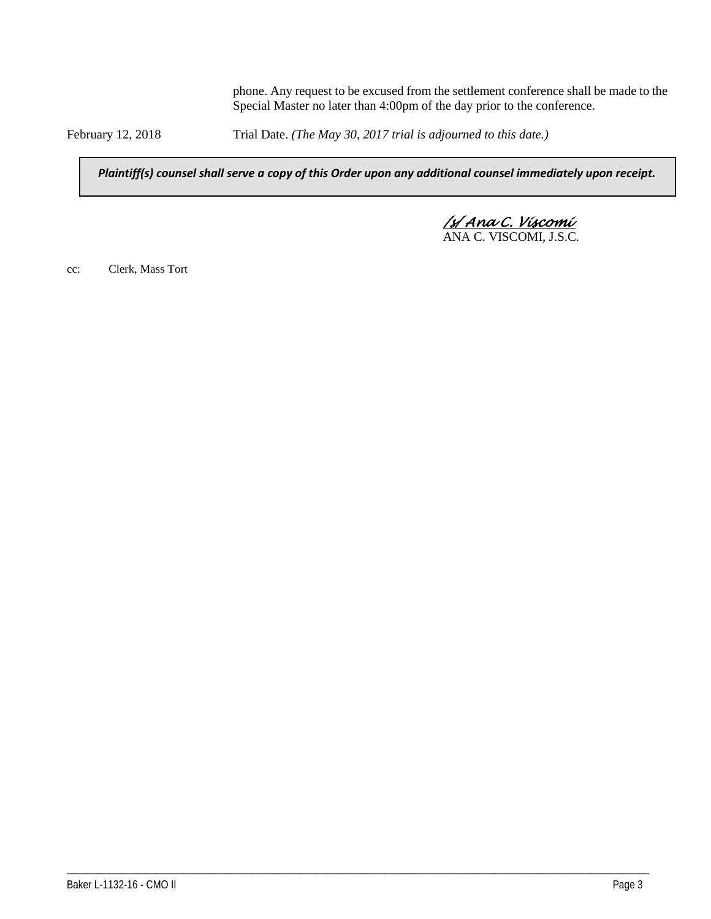phone. Any request to be excused from the settlement conference shall be made to the Special Master no later than 4:00pm of the day prior to the conference.

February 12, 2018 Trial Date. *(The May 30, 2017 trial is adjourned to this date.)*

***Plaintiff(s) counsel shall serve a copy of this Order upon any additional counsel immediately upon receipt.***

*/s/ Ana C. Viscomi*
ANA C. VISCOMI, J.S.C.

cc: Clerk, Mass Tort